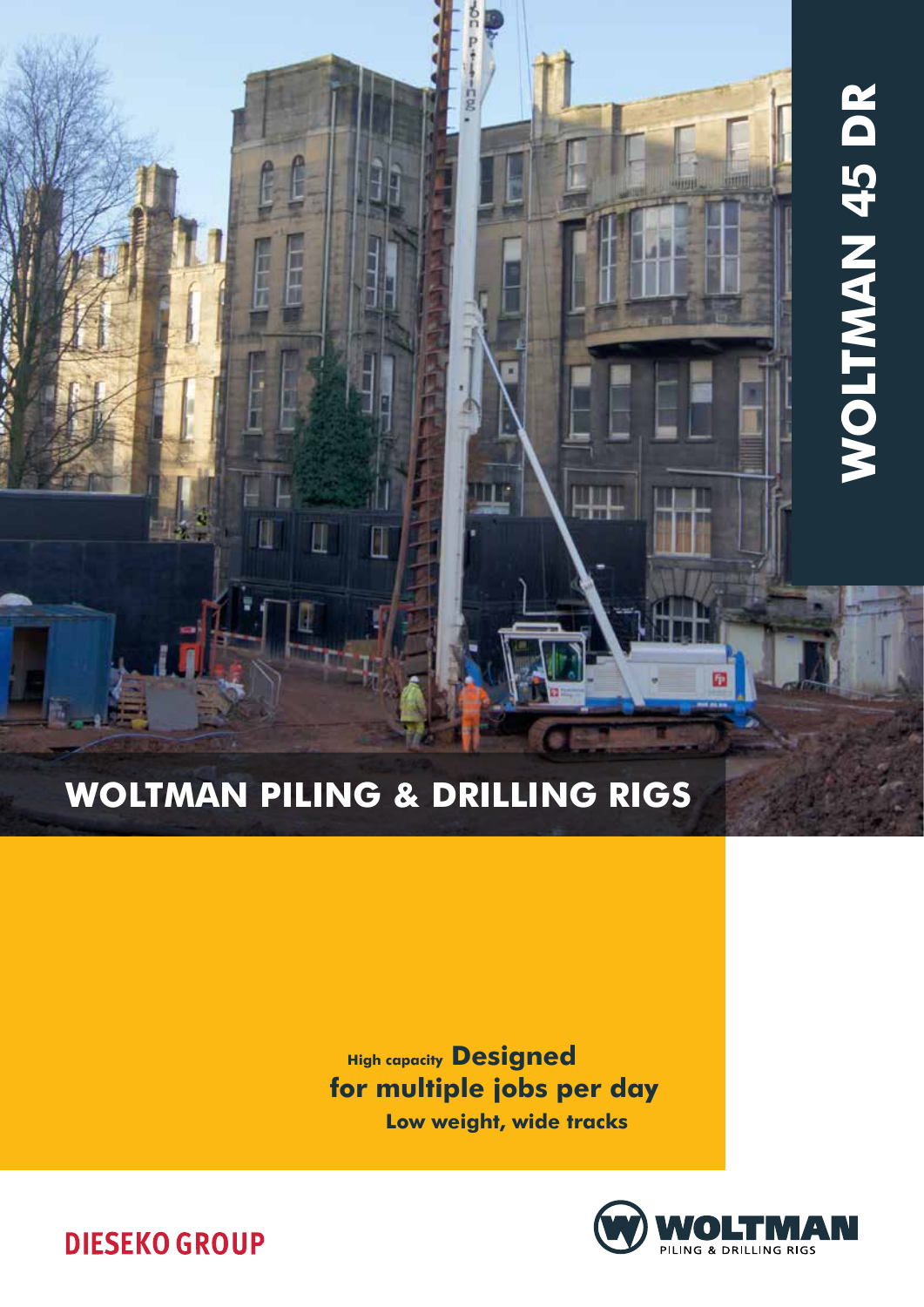# WOLTMAN 45 DR

## WOLTMAN PILING & DRILLING RIGS

**High capacity** **Designed for multiple jobs per day**
**Low weight, wide tracks**

DIESEKO GROUP

WOLTMAN
PILING & DRILLING RIGS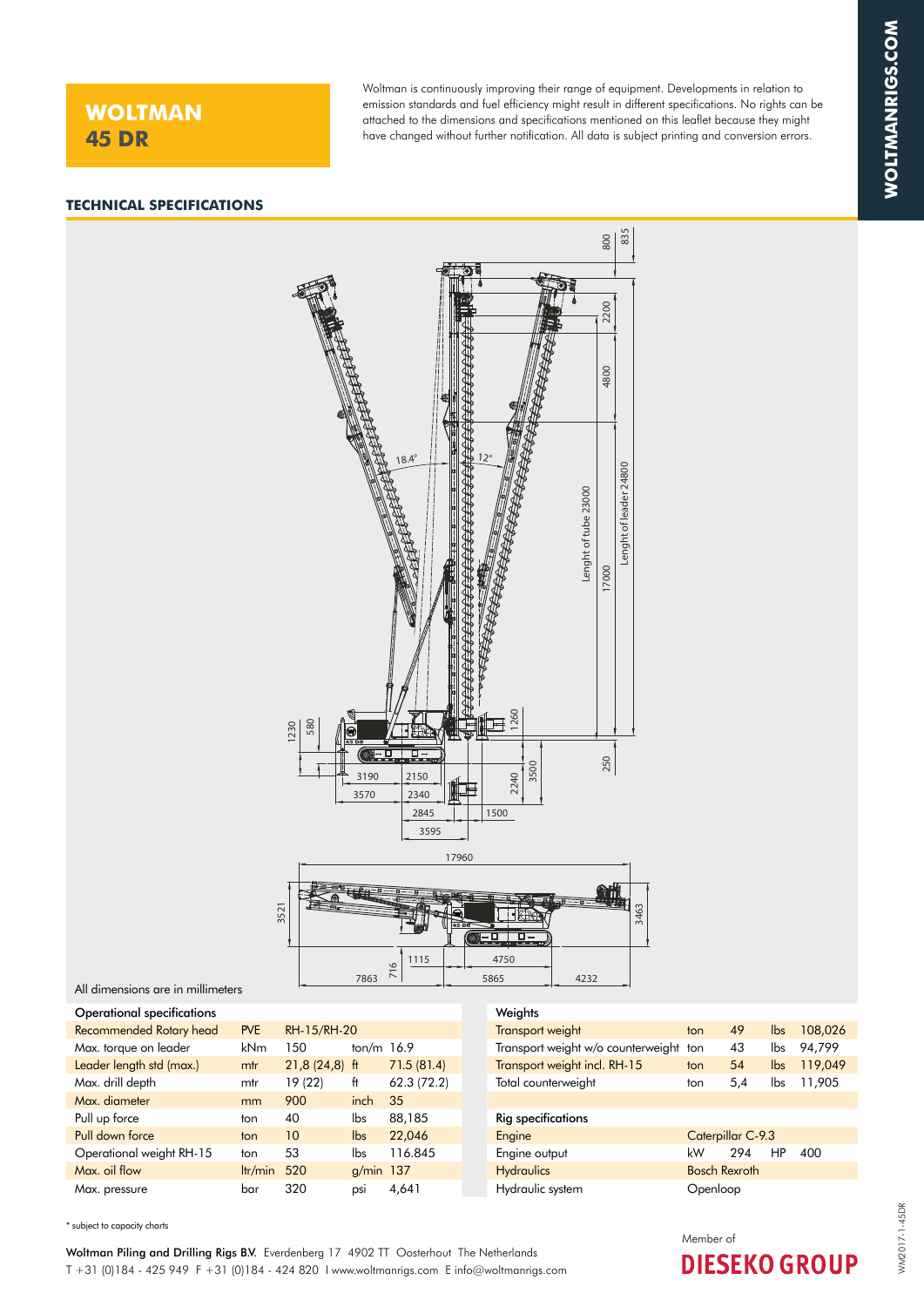# WOLTMAN 45 DR

Woltman is continuously improving their range of equipment. Developments in relation to emission standards and fuel efficiency might result in different specifications. No rights can be attached to the dimensions and specifications mentioned on this leaflet because they might have changed without further notification. All data is subject printing and conversion errors.

WOLTMANRIGS.COM

## TECHNICAL SPECIFICATIONS

800
835
2200
4800
18.4°
12°
Lenght of tube 23000
Lenght of leader 24800
17000
1230
580
1260
250
3190
2150
3570
2340
2240
3500
2845
1500
3595
17960
3521
3463
1115
4750
716
7863
5865
4232

All dimensions are in millimeters

| Operational specifications | | | | |
|---|---|---|---|---|
| Recommended Rotary head | PVE | RH-15/RH-20 | | |
| Max. torque on leader | kNm | 150 | ton/m | 16.9 |
| Leader length std (max.) | mtr | 21,8 (24,8) | ft | 71.5 (81.4) |
| Max. drill depth | mtr | 19 (22) | ft | 62.3 (72.2) |
| Max. diameter | mm | 900 | inch | 35 |
| Pull up force | ton | 40 | lbs | 88,185 |
| Pull down force | ton | 10 | lbs | 22,046 |
| Operational weight RH-15 | ton | 53 | lbs | 116.845 |
| Max. oil flow | ltr/min | 520 | g/min | 137 |
| Max. pressure | bar | 320 | psi | 4,641 |

| Weights | | | | |
|---|---|---|---|---|
| Transport weight | ton | 49 | lbs | 108,026 |
| Transport weight w/o counterweight | ton | 43 | lbs | 94,799 |
| Transport weight incl. RH-15 | ton | 54 | lbs | 119,049 |
| Total counterweight | ton | 5,4 | lbs | 11,905 |

| Rig specifications | | | | |
|---|---|---|---|---|
| Engine | Caterpillar C-9.3 | | | |
| Engine output | kW | 294 | HP | 400 |
| Hydraulics | Bosch Rexroth | | | |
| Hydraulic system | Openloop | | | |

* subject to capacity charts

**Woltman Piling and Drilling Rigs B.V.** Everdenberg 17 4902 TT Oosterhout The Netherlands
T +31 (0)184 - 425 949 F +31 (0)184 - 424 820 I www.woltmanrigs.com E info@woltmanrigs.com

Member of
DIESEKO GROUP

WM2017-1-45DR